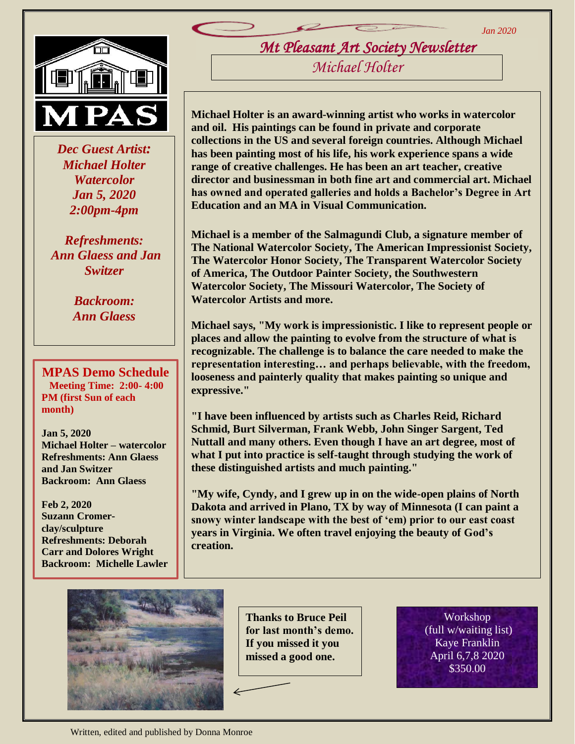Jan 2020

# Mt Pleasant Art Society Newsletter

## Michael Holter

MPAS

*Dec Guest Artist:*
*Michael Holter*
*Watercolor*
*Jan 5, 2020*
*2:00pm-4pm*

*Refreshments:*
*Ann Glaess and Jan Switzer*

*Backroom:*
*Ann Glaess*

**Michael Holter is an award-winning artist who works in watercolor and oil. His paintings can be found in private and corporate collections in the US and several foreign countries. Although Michael has been painting most of his life, his work experience spans a wide range of creative challenges. He has been an art teacher, creative director and businessman in both fine art and commercial art. Michael has owned and operated galleries and holds a Bachelor's Degree in Art Education and an MA in Visual Communication.**

**Michael is a member of the Salmagundi Club, a signature member of The National Watercolor Society, The American Impressionist Society, The Watercolor Honor Society, The Transparent Watercolor Society of America, The Outdoor Painter Society, the Southwestern Watercolor Society, The Missouri Watercolor, The Society of Watercolor Artists and more.**

**Michael says, "My work is impressionistic. I like to represent people or places and allow the painting to evolve from the structure of what is recognizable. The challenge is to balance the care needed to make the representation interesting… and perhaps believable, with the freedom, looseness and painterly quality that makes painting so unique and expressive."**

**"I have been influenced by artists such as Charles Reid, Richard Schmid, Burt Silverman, Frank Webb, John Singer Sargent, Ted Nuttall and many others. Even though I have an art degree, most of what I put into practice is self-taught through studying the work of these distinguished artists and much painting."**

**"My wife, Cyndy, and I grew up in on the wide-open plains of North Dakota and arrived in Plano, TX by way of Minnesota (I can paint a snowy winter landscape with the best of 'em) prior to our east coast years in Virginia. We often travel enjoying the beauty of God's creation.**

### MPAS Demo Schedule

**Meeting Time: 2:00- 4:00 PM (first Sun of each month)**

**Jan 5, 2020**
**Michael Holter – watercolor**
**Refreshments: Ann Glaess and Jan Switzer**
**Backroom: Ann Glaess**

**Feb 2, 2020**
**Suzann Cromer- clay/sculpture**
**Refreshments: Deborah Carr and Dolores Wright**
**Backroom: Michelle Lawler**

**Thanks to Bruce Peil for last month's demo. If you missed it you missed a good one.**

Workshop
(full w/waiting list)
Kaye Franklin
April 6,7,8 2020
$350.00

Written, edited and published by Donna Monroe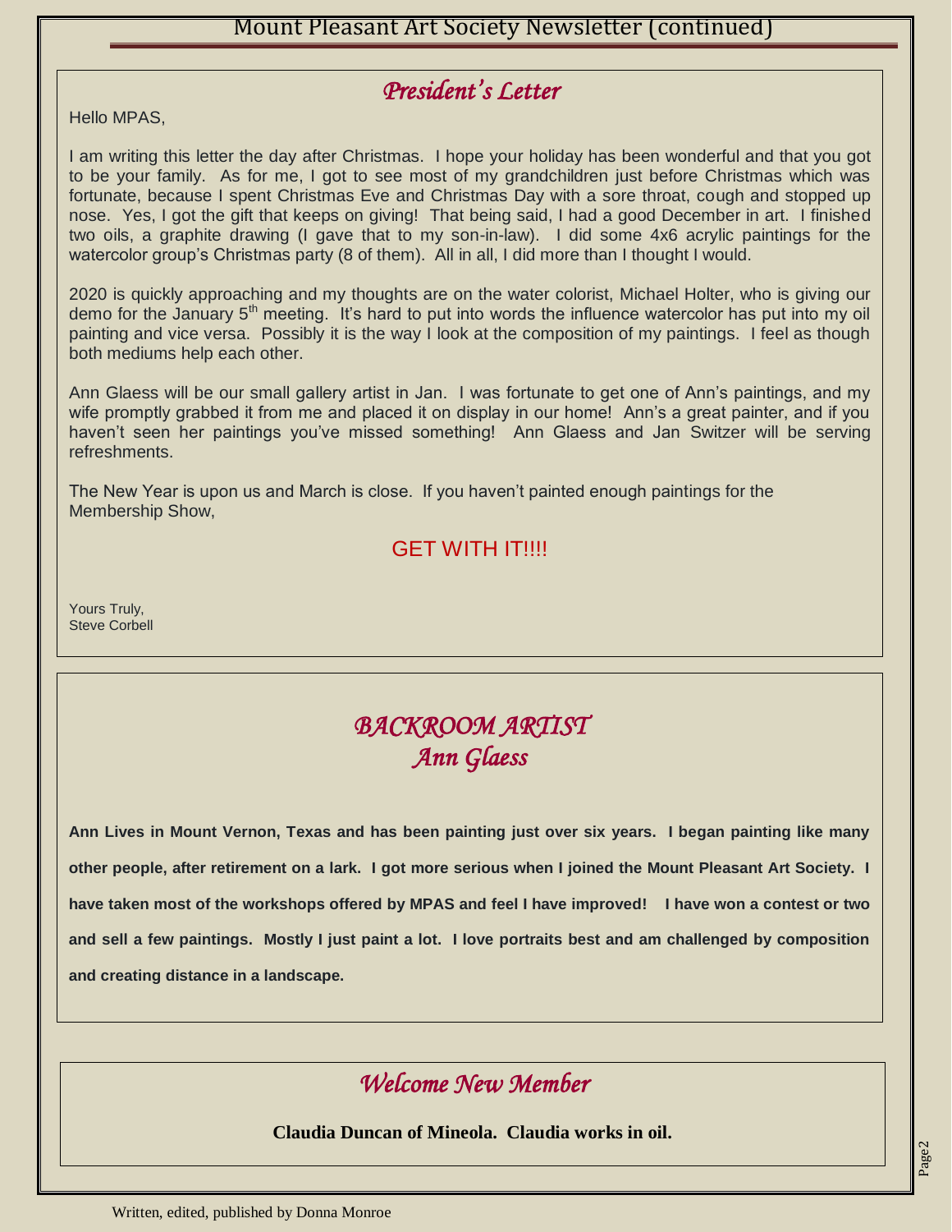## *President's Letter*

Hello MPAS,

I am writing this letter the day after Christmas. I hope your holiday has been wonderful and that you got to be your family. As for me, I got to see most of my grandchildren just before Christmas which was fortunate, because I spent Christmas Eve and Christmas Day with a sore throat, cough and stopped up nose. Yes, I got the gift that keeps on giving! That being said, I had a good December in art. I finished two oils, a graphite drawing (I gave that to my son-in-law). I did some 4x6 acrylic paintings for the watercolor group's Christmas party (8 of them). All in all, I did more than I thought I would.

2020 is quickly approaching and my thoughts are on the water colorist, Michael Holter, who is giving our demo for the January 5th meeting. It's hard to put into words the influence watercolor has put into my oil painting and vice versa. Possibly it is the way I look at the composition of my paintings. I feel as though both mediums help each other.

Ann Glaess will be our small gallery artist in Jan. I was fortunate to get one of Ann's paintings, and my wife promptly grabbed it from me and placed it on display in our home! Ann's a great painter, and if you haven't seen her paintings you've missed something! Ann Glaess and Jan Switzer will be serving refreshments.

The New Year is upon us and March is close. If you haven't painted enough paintings for the Membership Show,

GET WITH IT!!!!

Yours Truly,
Steve Corbell

## *BACKROOM ARTIST*
## *Ann Glaess*

**Ann Lives in Mount Vernon, Texas and has been painting just over six years. I began painting like many other people, after retirement on a lark. I got more serious when I joined the Mount Pleasant Art Society. I have taken most of the workshops offered by MPAS and feel I have improved! I have won a contest or two and sell a few paintings. Mostly I just paint a lot. I love portraits best and am challenged by composition and creating distance in a landscape.**

## *Welcome New Member*

**Claudia Duncan of Mineola. Claudia works in oil.**

Written, edited, published by Donna Monroe